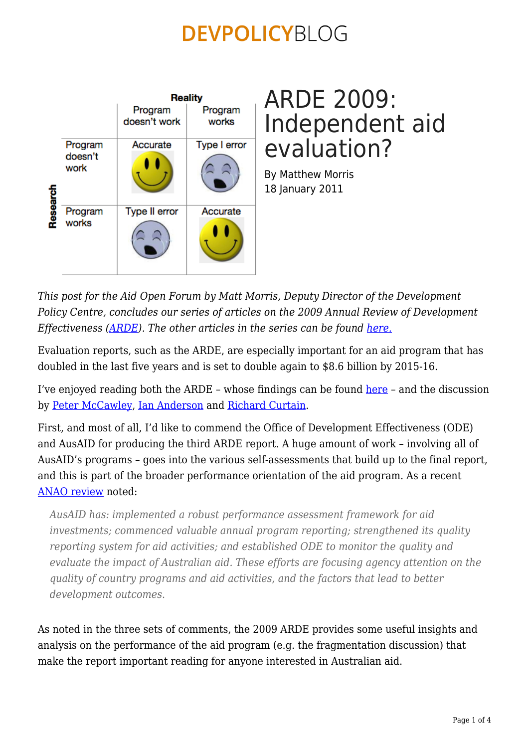| | | Reality | |
|---|---|---|---|
| | | Program doesn't work | Program works |
| Research | Program doesn't work | Accurate | Type I error |
| | Program works | Type II error | Accurate |

# ARDE 2009: Independent aid evaluation?

By Matthew Morris
18 January 2011

*This post for the Aid Open Forum by Matt Morris, Deputy Director of the Development Policy Centre, concludes our series of articles on the 2009 Annual Review of Development Effectiveness (ARDE). The other articles in the series can be found here.*

Evaluation reports, such as the ARDE, are especially important for an aid program that has doubled in the last five years and is set to double again to $8.6 billion by 2015-16.

I've enjoyed reading both the ARDE – whose findings can be found here – and the discussion by Peter McCawley, Ian Anderson and Richard Curtain.

First, and most of all, I'd like to commend the Office of Development Effectiveness (ODE) and AusAID for producing the third ARDE report. A huge amount of work – involving all of AusAID's programs – goes into the various self-assessments that build up to the final report, and this is part of the broader performance orientation of the aid program. As a recent ANAO review noted:

> *AusAID has: implemented a robust performance assessment framework for aid investments; commenced valuable annual program reporting; strengthened its quality reporting system for aid activities; and established ODE to monitor the quality and evaluate the impact of Australian aid. These efforts are focusing agency attention on the quality of country programs and aid activities, and the factors that lead to better development outcomes.*

As noted in the three sets of comments, the 2009 ARDE provides some useful insights and analysis on the performance of the aid program (e.g. the fragmentation discussion) that make the report important reading for anyone interested in Australian aid.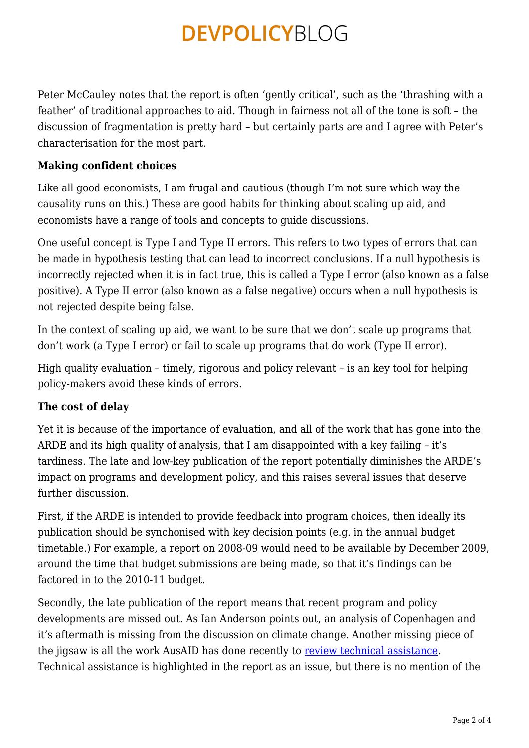Peter McCauley notes that the report is often 'gently critical', such as the 'thrashing with a feather' of traditional approaches to aid. Though in fairness not all of the tone is soft – the discussion of fragmentation is pretty hard – but certainly parts are and I agree with Peter's characterisation for the most part.

**Making confident choices**

Like all good economists, I am frugal and cautious (though I'm not sure which way the causality runs on this.) These are good habits for thinking about scaling up aid, and economists have a range of tools and concepts to guide discussions.

One useful concept is Type I and Type II errors. This refers to two types of errors that can be made in hypothesis testing that can lead to incorrect conclusions. If a null hypothesis is incorrectly rejected when it is in fact true, this is called a Type I error (also known as a false positive). A Type II error (also known as a false negative) occurs when a null hypothesis is not rejected despite being false.

In the context of scaling up aid, we want to be sure that we don't scale up programs that don't work (a Type I error) or fail to scale up programs that do work (Type II error).

High quality evaluation – timely, rigorous and policy relevant – is an key tool for helping policy-makers avoid these kinds of errors.

**The cost of delay**

Yet it is because of the importance of evaluation, and all of the work that has gone into the ARDE and its high quality of analysis, that I am disappointed with a key failing – it's tardiness. The late and low-key publication of the report potentially diminishes the ARDE's impact on programs and development policy, and this raises several issues that deserve further discussion.

First, if the ARDE is intended to provide feedback into program choices, then ideally its publication should be synchonised with key decision points (e.g. in the annual budget timetable.) For example, a report on 2008-09 would need to be available by December 2009, around the time that budget submissions are being made, so that it's findings can be factored in to the 2010-11 budget.

Secondly, the late publication of the report means that recent program and policy developments are missed out. As Ian Anderson points out, an analysis of Copenhagen and it's aftermath is missing from the discussion on climate change. Another missing piece of the jigsaw is all the work AusAID has done recently to [review technical assistance](). Technical assistance is highlighted in the report as an issue, but there is no mention of the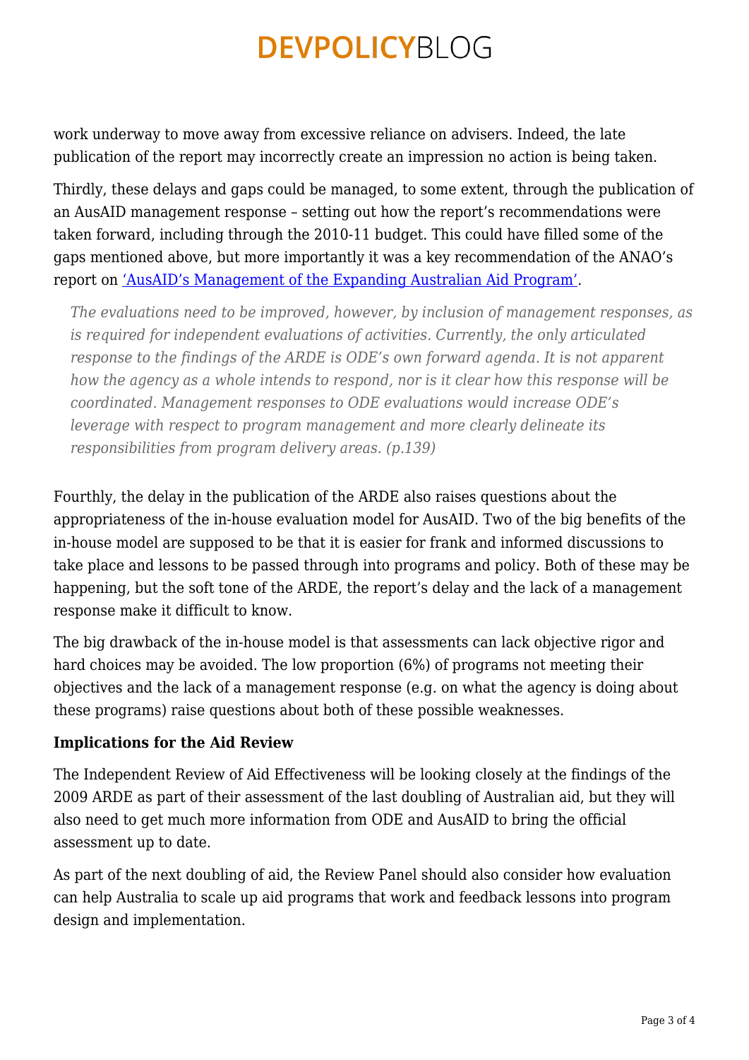work underway to move away from excessive reliance on advisers. Indeed, the late publication of the report may incorrectly create an impression no action is being taken.

Thirdly, these delays and gaps could be managed, to some extent, through the publication of an AusAID management response – setting out how the report's recommendations were taken forward, including through the 2010-11 budget. This could have filled some of the gaps mentioned above, but more importantly it was a key recommendation of the ANAO's report on ['AusAID's Management of the Expanding Australian Aid Program'](#).

> *The evaluations need to be improved, however, by inclusion of management responses, as is required for independent evaluations of activities. Currently, the only articulated response to the findings of the ARDE is ODE's own forward agenda. It is not apparent how the agency as a whole intends to respond, nor is it clear how this response will be coordinated. Management responses to ODE evaluations would increase ODE's leverage with respect to program management and more clearly delineate its responsibilities from program delivery areas. (p.139)*

Fourthly, the delay in the publication of the ARDE also raises questions about the appropriateness of the in-house evaluation model for AusAID. Two of the big benefits of the in-house model are supposed to be that it is easier for frank and informed discussions to take place and lessons to be passed through into programs and policy. Both of these may be happening, but the soft tone of the ARDE, the report's delay and the lack of a management response make it difficult to know.

The big drawback of the in-house model is that assessments can lack objective rigor and hard choices may be avoided. The low proportion (6%) of programs not meeting their objectives and the lack of a management response (e.g. on what the agency is doing about these programs) raise questions about both of these possible weaknesses.

**Implications for the Aid Review**

The Independent Review of Aid Effectiveness will be looking closely at the findings of the 2009 ARDE as part of their assessment of the last doubling of Australian aid, but they will also need to get much more information from ODE and AusAID to bring the official assessment up to date.

As part of the next doubling of aid, the Review Panel should also consider how evaluation can help Australia to scale up aid programs that work and feedback lessons into program design and implementation.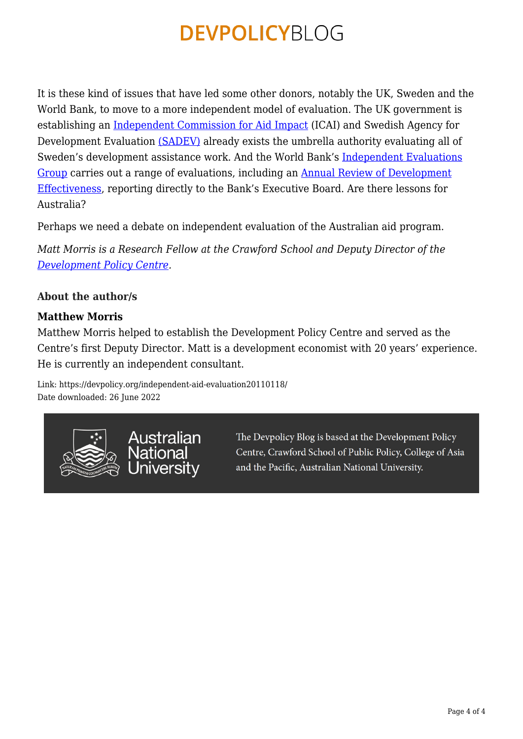It is these kind of issues that have led some other donors, notably the UK, Sweden and the World Bank, to move to a more independent model of evaluation. The UK government is establishing an Independent Commission for Aid Impact (ICAI) and Swedish Agency for Development Evaluation (SADEV) already exists the umbrella authority evaluating all of Sweden's development assistance work. And the World Bank's Independent Evaluations Group carries out a range of evaluations, including an Annual Review of Development Effectiveness, reporting directly to the Bank's Executive Board. Are there lessons for Australia?

Perhaps we need a debate on independent evaluation of the Australian aid program.

*Matt Morris is a Research Fellow at the Crawford School and Deputy Director of the Development Policy Centre.*

### About the author/s

**Matthew Morris**
Matthew Morris helped to establish the Development Policy Centre and served as the Centre's first Deputy Director. Matt is a development economist with 20 years' experience. He is currently an independent consultant.

Link: https://devpolicy.org/independent-aid-evaluation20110118/
Date downloaded: 26 June 2022

Australian National University

The Devpolicy Blog is based at the Development Policy Centre, Crawford School of Public Policy, College of Asia and the Pacific, Australian National University.